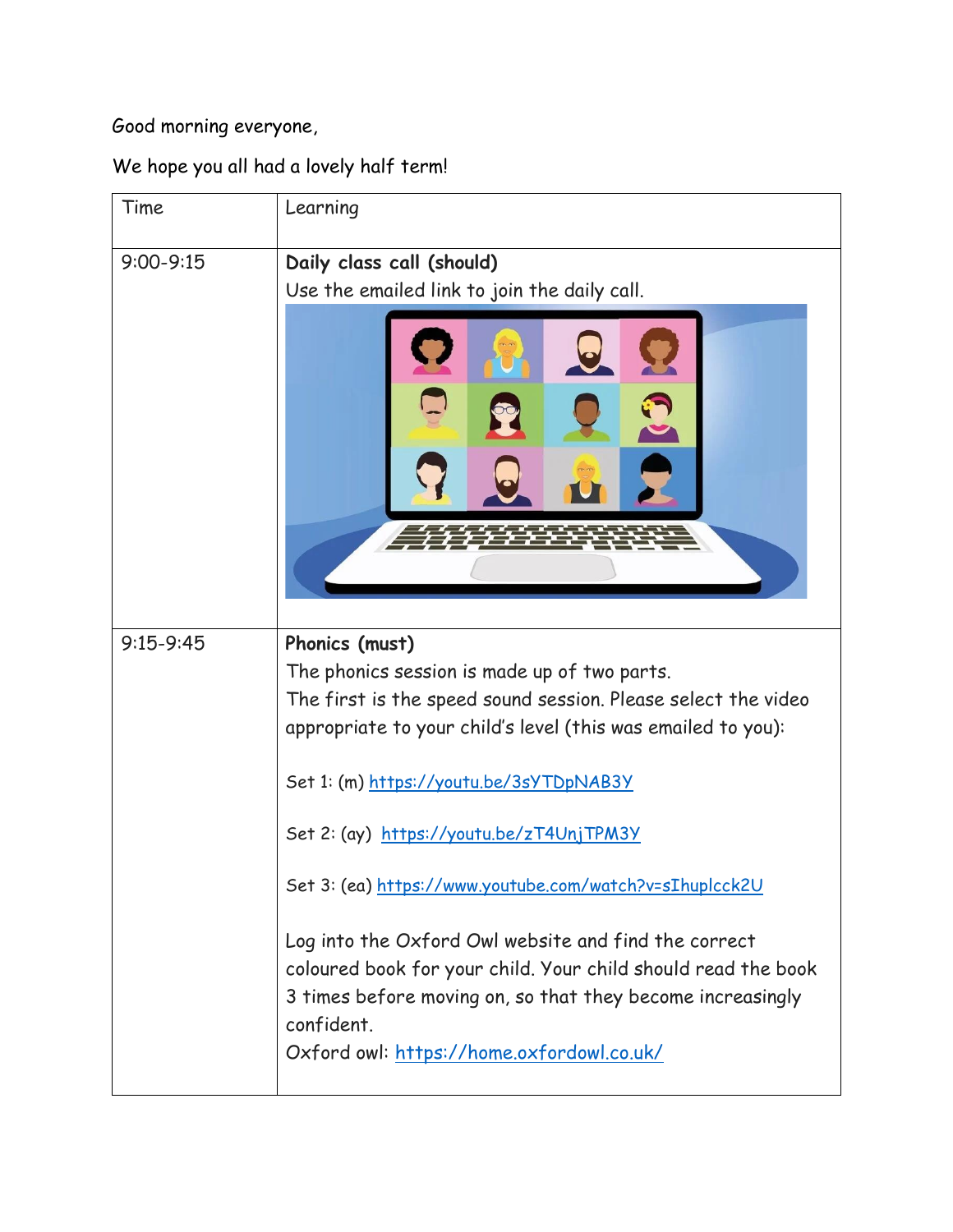Good morning everyone,

We hope you all had a lovely half term!

| Time | Learning |
|---|---|
| 9:00-9:15 | **Daily class call (should)**<br>Use the emailed link to join the daily call. |
| 9:15-9:45 | **Phonics (must)**<br>The phonics session is made up of two parts.<br>The first is the speed sound session. Please select the video appropriate to your child's level (this was emailed to you):<br><br>Set 1: (m) https://youtu.be/3sYTDpNAB3Y<br><br>Set 2: (ay) https://youtu.be/zT4UnjTPM3Y<br><br>Set 3: (ea) https://www.youtube.com/watch?v=sIhuplcck2U<br><br>Log into the Oxford Owl website and find the correct coloured book for your child. Your child should read the book 3 times before moving on, so that they become increasingly confident.<br>Oxford owl: https://home.oxfordowl.co.uk/ |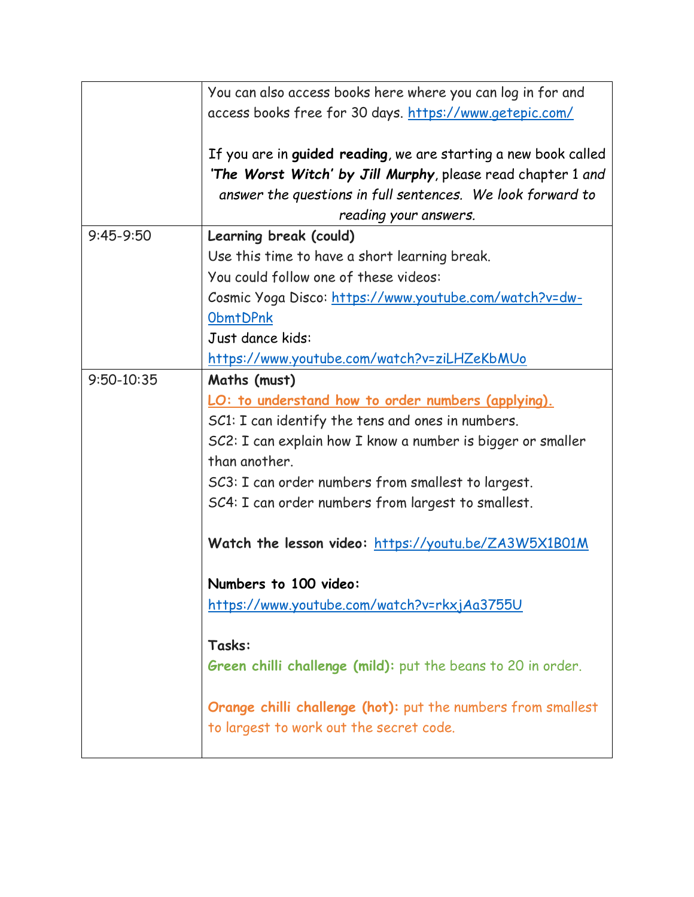| | |
|---|---|
| | You can also access books here where you can log in for and access books free for 30 days. https://www.getepic.com/<br><br>If you are in **guided reading**, we are starting a new book called ***'The Worst Witch' by Jill Murphy***, please read chapter 1 *and answer the questions in full sentences. We look forward to reading your answers.* |
| 9:45-9:50 | **Learning break (could)**<br>Use this time to have a short learning break.<br>You could follow one of these videos:<br>Cosmic Yoga Disco: https://www.youtube.com/watch?v=dw-0bmtDPnk<br>Just dance kids: https://www.youtube.com/watch?v=ziLHZeKbMUo |
| 9:50-10:35 | **Maths (must)**<br>**LO: to understand how to order numbers (applying).**<br>SC1: I can identify the tens and ones in numbers.<br>SC2: I can explain how I know a number is bigger or smaller than another.<br>SC3: I can order numbers from smallest to largest.<br>SC4: I can order numbers from largest to smallest.<br><br>**Watch the lesson video:** https://youtu.be/ZA3W5X1B01M<br><br>**Numbers to 100 video:** https://www.youtube.com/watch?v=rkxjAa3755U<br><br>**Tasks:**<br>**Green chilli challenge (mild):** put the beans to 20 in order.<br><br>**Orange chilli challenge (hot):** put the numbers from smallest to largest to work out the secret code. |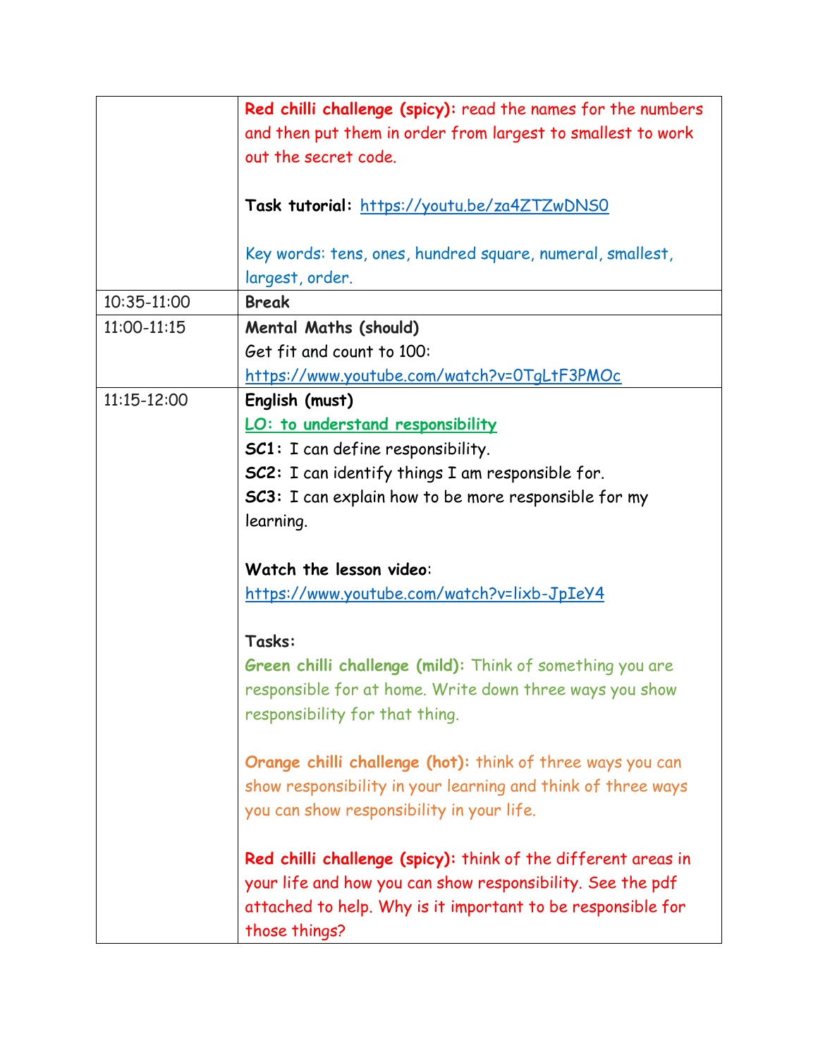| | |
|---|---|
| | **Red chilli challenge (spicy):** read the names for the numbers and then put them in order from largest to smallest to work out the secret code.<br><br>**Task tutorial:** https://youtu.be/za4ZTZwDNS0<br><br>Key words: tens, ones, hundred square, numeral, smallest, largest, order. |
| 10:35-11:00 | **Break** |
| 11:00-11:15 | **Mental Maths (should)**<br>Get fit and count to 100:<br>https://www.youtube.com/watch?v=0TgLtF3PMOc |
| 11:15-12:00 | **English (must)**<br>**LO: to understand responsibility**<br>**SC1:** I can define responsibility.<br>**SC2:** I can identify things I am responsible for.<br>**SC3:** I can explain how to be more responsible for my learning.<br><br>**Watch the lesson video**:<br>https://www.youtube.com/watch?v=lixb-JpIeY4<br><br>**Tasks:**<br>**Green chilli challenge (mild):** Think of something you are responsible for at home. Write down three ways you show responsibility for that thing.<br><br>**Orange chilli challenge (hot):** think of three ways you can show responsibility in your learning and think of three ways you can show responsibility in your life.<br><br>**Red chilli challenge (spicy):** think of the different areas in your life and how you can show responsibility. See the pdf attached to help. Why is it important to be responsible for those things? |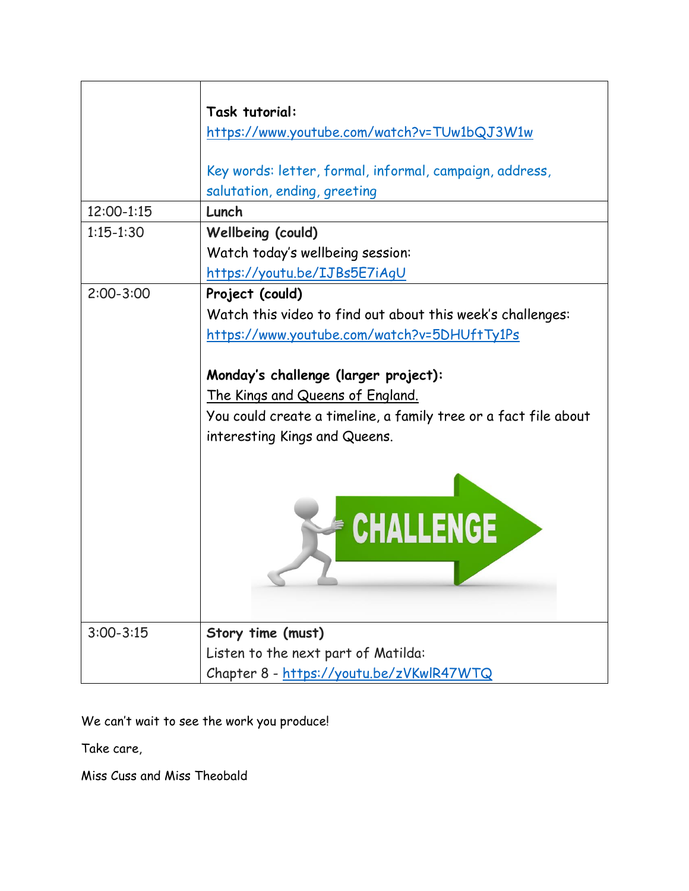| | |
|---|---|
| | **Task tutorial:** https://www.youtube.com/watch?v=TUw1bQJ3W1w <br><br> Key words: letter, formal, informal, campaign, address, salutation, ending, greeting |
| 12:00-1:15 | **Lunch** |
| 1:15-1:30 | **Wellbeing (could)** <br> Watch today's wellbeing session: https://youtu.be/IJBs5E7iAgU |
| 2:00-3:00 | **Project (could)** <br> Watch this video to find out about this week's challenges: https://www.youtube.com/watch?v=5DHUftTy1Ps <br><br> **Monday's challenge (larger project):** <br> The Kings and Queens of England. <br> You could create a timeline, a family tree or a fact file about interesting Kings and Queens. |
| 3:00-3:15 | **Story time (must)** <br> Listen to the next part of Matilda: <br> Chapter 8 - https://youtu.be/zVKwlR47WTQ |

We can't wait to see the work you produce!

Take care,

Miss Cuss and Miss Theobald